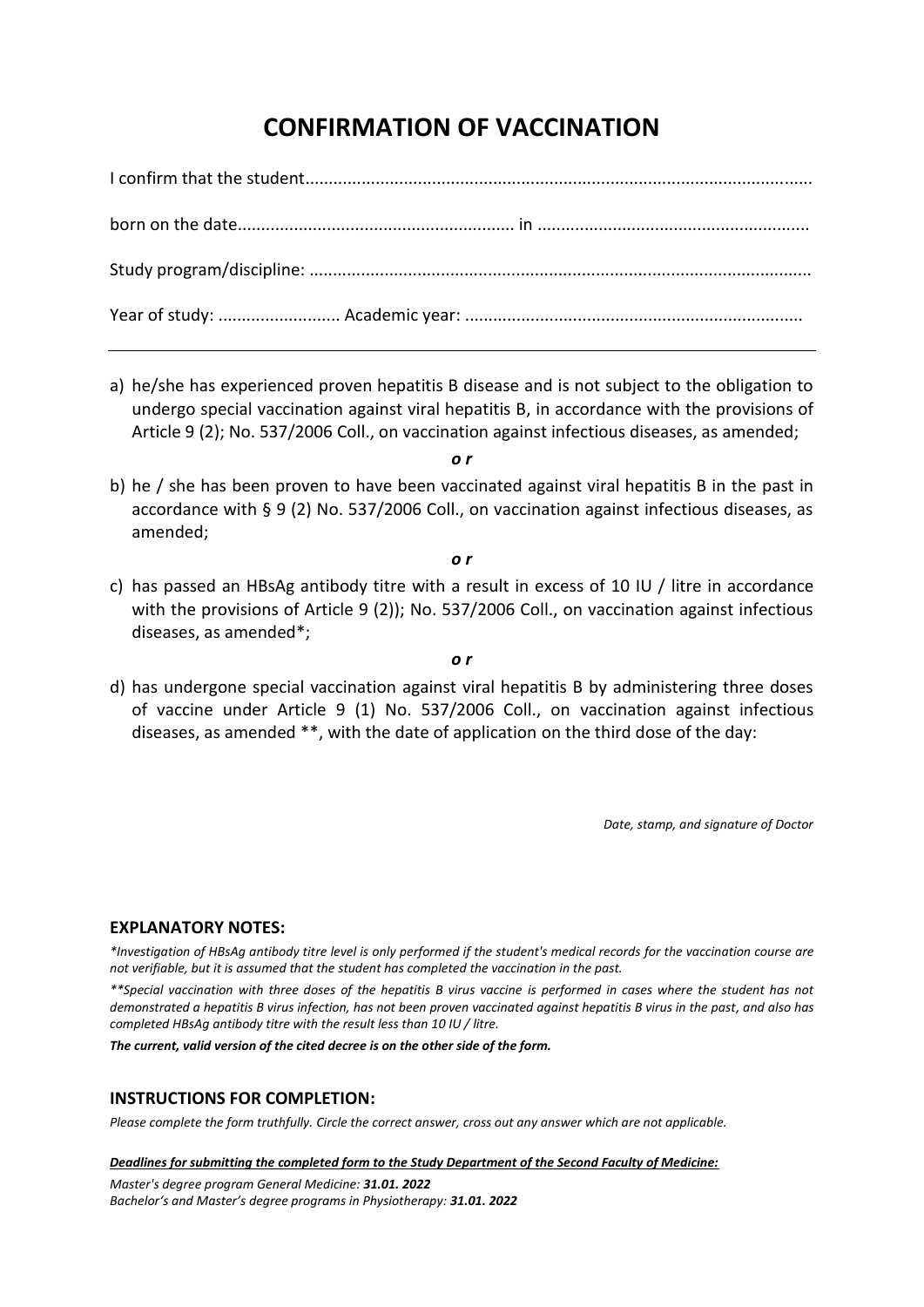# CONFIRMATION OF VACCINATION

I confirm that the student..........................................................................................................

born on the date.......................................................... in .........................................................

Study program/discipline: ..........................................................................................................

Year of study: .......................... Academic year: .......................................................................

---

a) he/she has experienced proven hepatitis B disease and is not subject to the obligation to undergo special vaccination against viral hepatitis B, in accordance with the provisions of Article 9 (2); No. 537/2006 Coll., on vaccination against infectious diseases, as amended;

***o r***

b) he / she has been proven to have been vaccinated against viral hepatitis B in the past in accordance with § 9 (2) No. 537/2006 Coll., on vaccination against infectious diseases, as amended;

***o r***

c) has passed an HBsAg antibody titre with a result in excess of 10 IU / litre in accordance with the provisions of Article 9 (2)); No. 537/2006 Coll., on vaccination against infectious diseases, as amended*;

***o r***

d) has undergone special vaccination against viral hepatitis B by administering three doses of vaccine under Article 9 (1) No. 537/2006 Coll., on vaccination against infectious diseases, as amended **, with the date of application on the third dose of the day:

*Date, stamp, and signature of Doctor*

### EXPLANATORY NOTES:

*\*Investigation of HBsAg antibody titre level is only performed if the student's medical records for the vaccination course are not verifiable, but it is assumed that the student has completed the vaccination in the past.*

*\*\*Special vaccination with three doses of the hepatitis B virus vaccine is performed in cases where the student has not demonstrated a hepatitis B virus infection, has not been proven vaccinated against hepatitis B virus in the past, and also has completed HBsAg antibody titre with the result less than 10 IU / litre.*

***The current, valid version of the cited decree is on the other side of the form.***

### INSTRUCTIONS FOR COMPLETION:

*Please complete the form truthfully. Circle the correct answer, cross out any answer which are not applicable.*

***Deadlines for submitting the completed form to the Study Department of the Second Faculty of Medicine:***

*Master's degree program General Medicine: **31.01. 2022***
*Bachelor's and Master's degree programs in Physiotherapy: **31.01. 2022***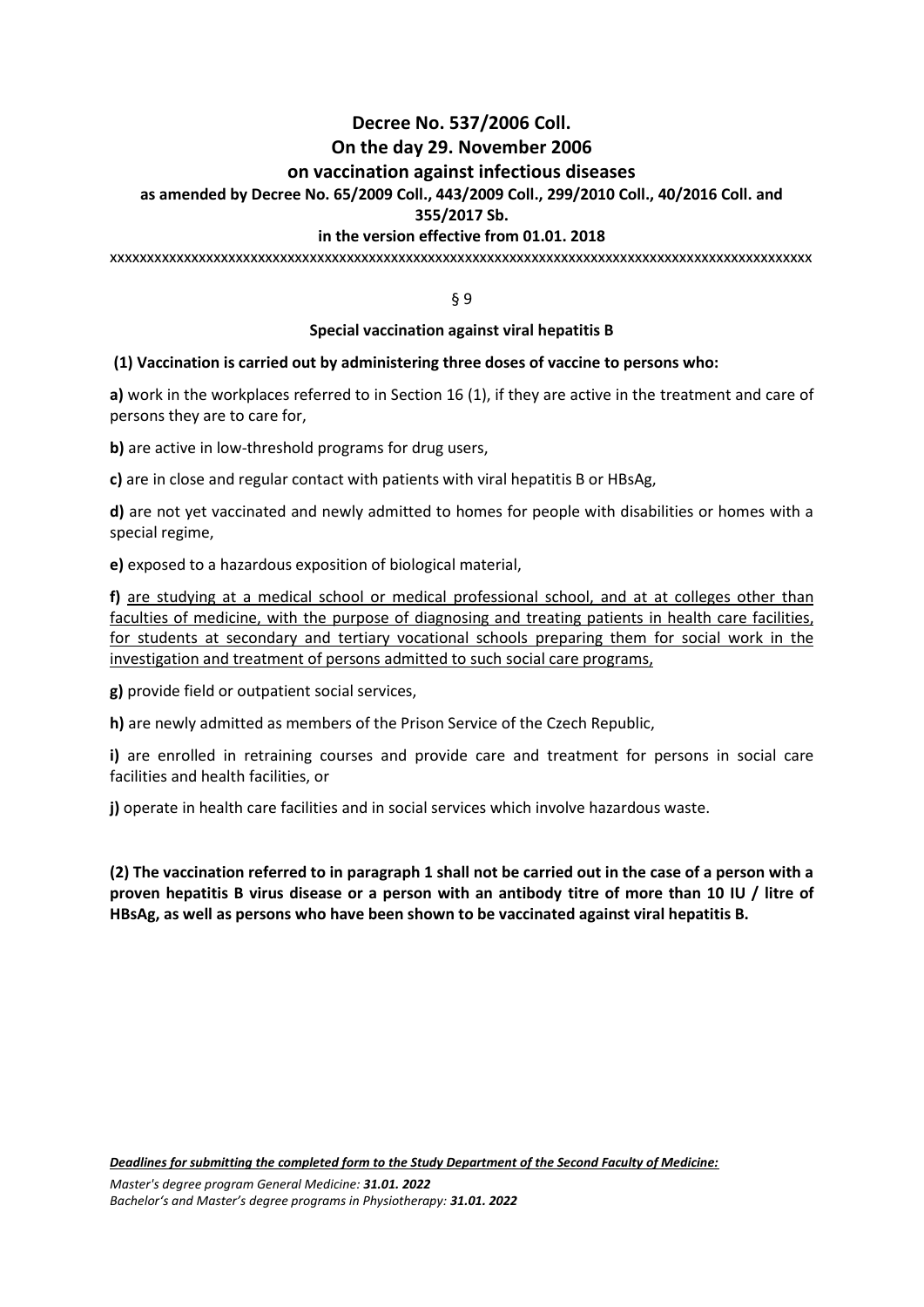# Decree No. 537/2006 Coll.
# On the day 29. November 2006
# on vaccination against infectious diseases

**as amended by Decree No. 65/2009 Coll., 443/2009 Coll., 299/2010 Coll., 40/2016 Coll. and 355/2017 Sb.**

**in the version effective from 01.01. 2018**

xxxxxxxxxxxxxxxxxxxxxxxxxxxxxxxxxxxxxxxxxxxxxxxxxxxxxxxxxxxxxxxxxxxxxxxxxxxxxxxxxxxxxxxxxxxxxxxxx

§ 9

**Special vaccination against viral hepatitis B**

**(1) Vaccination is carried out by administering three doses of vaccine to persons who:**

**a)** work in the workplaces referred to in Section 16 (1), if they are active in the treatment and care of persons they are to care for,

**b)** are active in low-threshold programs for drug users,

**c)** are in close and regular contact with patients with viral hepatitis B or HBsAg,

**d)** are not yet vaccinated and newly admitted to homes for people with disabilities or homes with a special regime,

**e)** exposed to a hazardous exposition of biological material,

**f)** <u>are studying at a medical school or medical professional school, and at at colleges other than faculties of medicine, with the purpose of diagnosing and treating patients in health care facilities, for students at secondary and tertiary vocational schools preparing them for social work in the investigation and treatment of persons admitted to such social care programs,</u>

**g)** provide field or outpatient social services,

**h)** are newly admitted as members of the Prison Service of the Czech Republic,

**i)** are enrolled in retraining courses and provide care and treatment for persons in social care facilities and health facilities, or

**j)** operate in health care facilities and in social services which involve hazardous waste.

**(2) The vaccination referred to in paragraph 1 shall not be carried out in the case of a person with a proven hepatitis B virus disease or a person with an antibody titre of more than 10 IU / litre of HBsAg, as well as persons who have been shown to be vaccinated against viral hepatitis B.**

***<u>Deadlines for submitting the completed form to the Study Department of the Second Faculty of Medicine:</u>***

*Master's degree program General Medicine: **31.01. 2022***

*Bachelor's and Master's degree programs in Physiotherapy: **31.01. 2022***